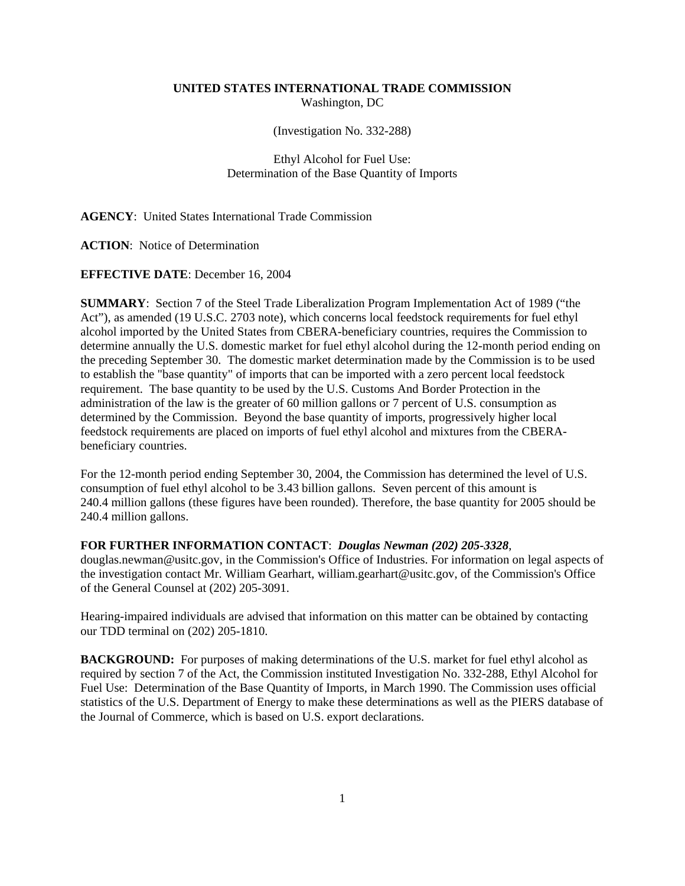**UNITED STATES INTERNATIONAL TRADE COMMISSION**
Washington, DC

(Investigation No. 332-288)

Ethyl Alcohol for Fuel Use:
Determination of the Base Quantity of Imports

**AGENCY**: United States International Trade Commission

**ACTION**: Notice of Determination

**EFFECTIVE DATE**: December 16, 2004

**SUMMARY**: Section 7 of the Steel Trade Liberalization Program Implementation Act of 1989 ("the Act"), as amended (19 U.S.C. 2703 note), which concerns local feedstock requirements for fuel ethyl alcohol imported by the United States from CBERA-beneficiary countries, requires the Commission to determine annually the U.S. domestic market for fuel ethyl alcohol during the 12-month period ending on the preceding September 30. The domestic market determination made by the Commission is to be used to establish the "base quantity" of imports that can be imported with a zero percent local feedstock requirement. The base quantity to be used by the U.S. Customs And Border Protection in the administration of the law is the greater of 60 million gallons or 7 percent of U.S. consumption as determined by the Commission. Beyond the base quantity of imports, progressively higher local feedstock requirements are placed on imports of fuel ethyl alcohol and mixtures from the CBERA-beneficiary countries.

For the 12-month period ending September 30, 2004, the Commission has determined the level of U.S. consumption of fuel ethyl alcohol to be 3.43 billion gallons. Seven percent of this amount is 240.4 million gallons (these figures have been rounded). Therefore, the base quantity for 2005 should be 240.4 million gallons.

**FOR FURTHER INFORMATION CONTACT**: ***Douglas Newman (202) 205-3328***, douglas.newman@usitc.gov, in the Commission's Office of Industries. For information on legal aspects of the investigation contact Mr. William Gearhart, william.gearhart@usitc.gov, of the Commission's Office of the General Counsel at (202) 205-3091.

Hearing-impaired individuals are advised that information on this matter can be obtained by contacting our TDD terminal on (202) 205-1810.

**BACKGROUND:** For purposes of making determinations of the U.S. market for fuel ethyl alcohol as required by section 7 of the Act, the Commission instituted Investigation No. 332-288, Ethyl Alcohol for Fuel Use: Determination of the Base Quantity of Imports, in March 1990. The Commission uses official statistics of the U.S. Department of Energy to make these determinations as well as the PIERS database of the Journal of Commerce, which is based on U.S. export declarations.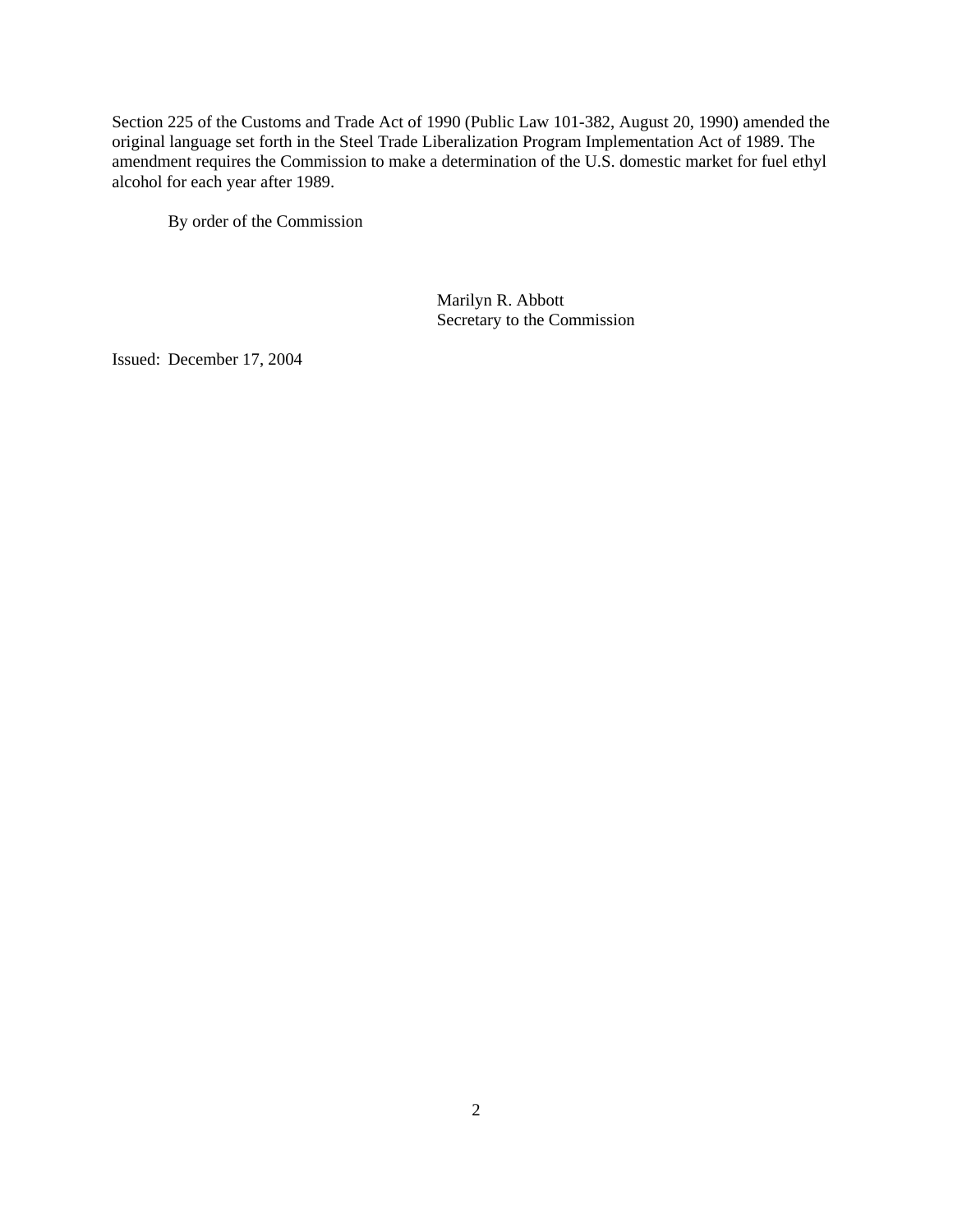Section 225 of the Customs and Trade Act of 1990 (Public Law 101-382, August 20, 1990) amended the original language set forth in the Steel Trade Liberalization Program Implementation Act of 1989. The amendment requires the Commission to make a determination of the U.S. domestic market for fuel ethyl alcohol for each year after 1989.

By order of the Commission

Marilyn R. Abbott
Secretary to the Commission

Issued: December 17, 2004